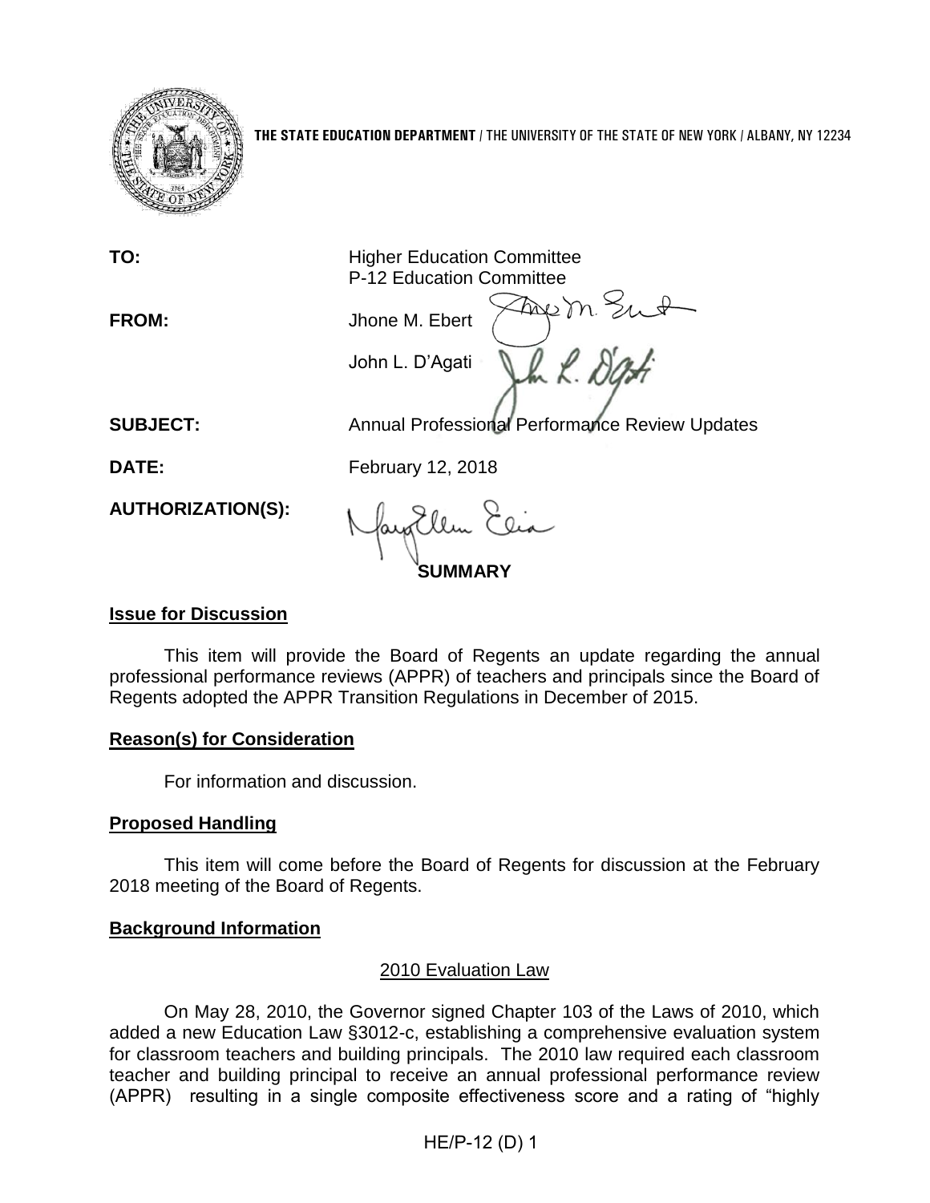THE STATE EDUCATION DEPARTMENT / THE UNIVERSITY OF THE STATE OF NEW YORK / ALBANY, NY 12234

**TO:** Higher Education Committee
P-12 Education Committee

**FROM:** Jhone M. Ebert
John L. D'Agati

**SUBJECT:** Annual Professional Performance Review Updates

**DATE:** February 12, 2018

**AUTHORIZATION(S):**

## SUMMARY

### Issue for Discussion

This item will provide the Board of Regents an update regarding the annual professional performance reviews (APPR) of teachers and principals since the Board of Regents adopted the APPR Transition Regulations in December of 2015.

### Reason(s) for Consideration

For information and discussion.

### Proposed Handling

This item will come before the Board of Regents for discussion at the February 2018 meeting of the Board of Regents.

### Background Information

#### 2010 Evaluation Law

On May 28, 2010, the Governor signed Chapter 103 of the Laws of 2010, which added a new Education Law §3012-c, establishing a comprehensive evaluation system for classroom teachers and building principals. The 2010 law required each classroom teacher and building principal to receive an annual professional performance review (APPR) resulting in a single composite effectiveness score and a rating of "highly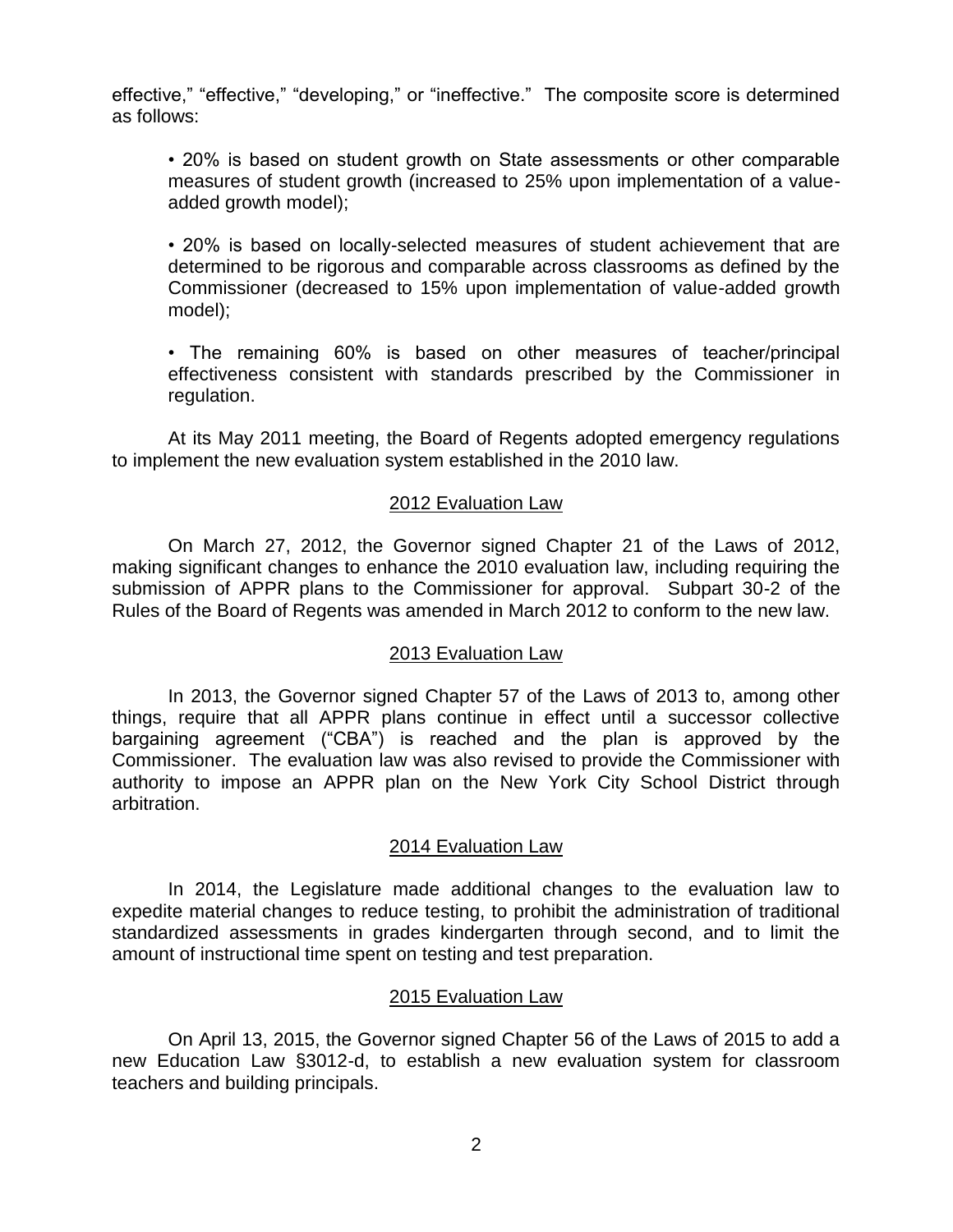effective," "effective," "developing," or "ineffective." The composite score is determined as follows:

- 20% is based on student growth on State assessments or other comparable measures of student growth (increased to 25% upon implementation of a value-added growth model);

- 20% is based on locally-selected measures of student achievement that are determined to be rigorous and comparable across classrooms as defined by the Commissioner (decreased to 15% upon implementation of value-added growth model);

- The remaining 60% is based on other measures of teacher/principal effectiveness consistent with standards prescribed by the Commissioner in regulation.

At its May 2011 meeting, the Board of Regents adopted emergency regulations to implement the new evaluation system established in the 2010 law.

## 2012 Evaluation Law

On March 27, 2012, the Governor signed Chapter 21 of the Laws of 2012, making significant changes to enhance the 2010 evaluation law, including requiring the submission of APPR plans to the Commissioner for approval. Subpart 30-2 of the Rules of the Board of Regents was amended in March 2012 to conform to the new law.

## 2013 Evaluation Law

In 2013, the Governor signed Chapter 57 of the Laws of 2013 to, among other things, require that all APPR plans continue in effect until a successor collective bargaining agreement ("CBA") is reached and the plan is approved by the Commissioner. The evaluation law was also revised to provide the Commissioner with authority to impose an APPR plan on the New York City School District through arbitration.

## 2014 Evaluation Law

In 2014, the Legislature made additional changes to the evaluation law to expedite material changes to reduce testing, to prohibit the administration of traditional standardized assessments in grades kindergarten through second, and to limit the amount of instructional time spent on testing and test preparation.

## 2015 Evaluation Law

On April 13, 2015, the Governor signed Chapter 56 of the Laws of 2015 to add a new Education Law §3012-d, to establish a new evaluation system for classroom teachers and building principals.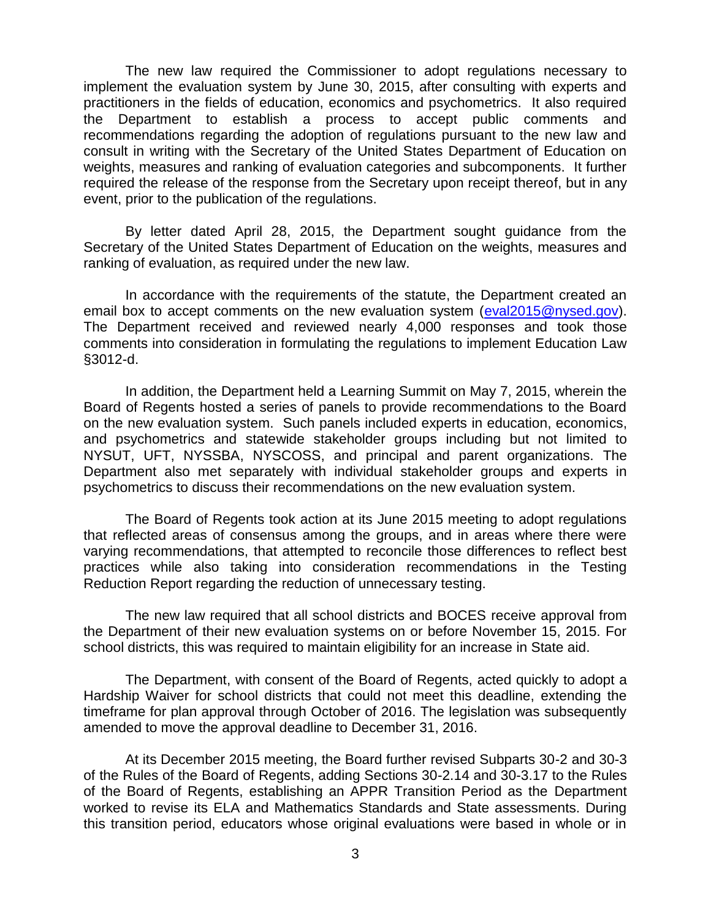The new law required the Commissioner to adopt regulations necessary to implement the evaluation system by June 30, 2015, after consulting with experts and practitioners in the fields of education, economics and psychometrics. It also required the Department to establish a process to accept public comments and recommendations regarding the adoption of regulations pursuant to the new law and consult in writing with the Secretary of the United States Department of Education on weights, measures and ranking of evaluation categories and subcomponents. It further required the release of the response from the Secretary upon receipt thereof, but in any event, prior to the publication of the regulations.

By letter dated April 28, 2015, the Department sought guidance from the Secretary of the United States Department of Education on the weights, measures and ranking of evaluation, as required under the new law.

In accordance with the requirements of the statute, the Department created an email box to accept comments on the new evaluation system (eval2015@nysed.gov). The Department received and reviewed nearly 4,000 responses and took those comments into consideration in formulating the regulations to implement Education Law §3012-d.

In addition, the Department held a Learning Summit on May 7, 2015, wherein the Board of Regents hosted a series of panels to provide recommendations to the Board on the new evaluation system. Such panels included experts in education, economics, and psychometrics and statewide stakeholder groups including but not limited to NYSUT, UFT, NYSSBA, NYSCOSS, and principal and parent organizations. The Department also met separately with individual stakeholder groups and experts in psychometrics to discuss their recommendations on the new evaluation system.

The Board of Regents took action at its June 2015 meeting to adopt regulations that reflected areas of consensus among the groups, and in areas where there were varying recommendations, that attempted to reconcile those differences to reflect best practices while also taking into consideration recommendations in the Testing Reduction Report regarding the reduction of unnecessary testing.

The new law required that all school districts and BOCES receive approval from the Department of their new evaluation systems on or before November 15, 2015. For school districts, this was required to maintain eligibility for an increase in State aid.

The Department, with consent of the Board of Regents, acted quickly to adopt a Hardship Waiver for school districts that could not meet this deadline, extending the timeframe for plan approval through October of 2016. The legislation was subsequently amended to move the approval deadline to December 31, 2016.

At its December 2015 meeting, the Board further revised Subparts 30-2 and 30-3 of the Rules of the Board of Regents, adding Sections 30-2.14 and 30-3.17 to the Rules of the Board of Regents, establishing an APPR Transition Period as the Department worked to revise its ELA and Mathematics Standards and State assessments. During this transition period, educators whose original evaluations were based in whole or in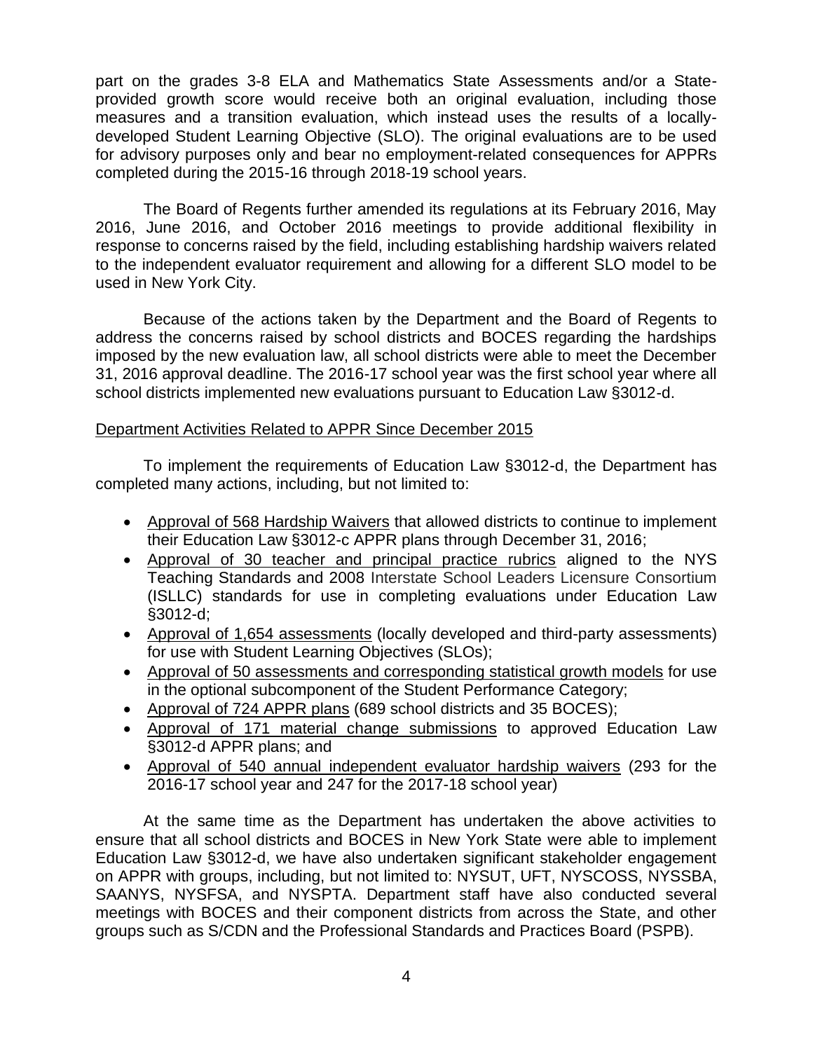part on the grades 3-8 ELA and Mathematics State Assessments and/or a State-provided growth score would receive both an original evaluation, including those measures and a transition evaluation, which instead uses the results of a locally-developed Student Learning Objective (SLO). The original evaluations are to be used for advisory purposes only and bear no employment-related consequences for APPRs completed during the 2015-16 through 2018-19 school years.

The Board of Regents further amended its regulations at its February 2016, May 2016, June 2016, and October 2016 meetings to provide additional flexibility in response to concerns raised by the field, including establishing hardship waivers related to the independent evaluator requirement and allowing for a different SLO model to be used in New York City.

Because of the actions taken by the Department and the Board of Regents to address the concerns raised by school districts and BOCES regarding the hardships imposed by the new evaluation law, all school districts were able to meet the December 31, 2016 approval deadline. The 2016-17 school year was the first school year where all school districts implemented new evaluations pursuant to Education Law §3012-d.

<u>Department Activities Related to APPR Since December 2015</u>

To implement the requirements of Education Law §3012-d, the Department has completed many actions, including, but not limited to:

- <u>Approval of 568 Hardship Waivers</u> that allowed districts to continue to implement their Education Law §3012-c APPR plans through December 31, 2016;
- <u>Approval of 30 teacher and principal practice rubrics</u> aligned to the NYS Teaching Standards and 2008 Interstate School Leaders Licensure Consortium (ISLLC) standards for use in completing evaluations under Education Law §3012-d;
- <u>Approval of 1,654 assessments</u> (locally developed and third-party assessments) for use with Student Learning Objectives (SLOs);
- <u>Approval of 50 assessments and corresponding statistical growth models</u> for use in the optional subcomponent of the Student Performance Category;
- <u>Approval of 724 APPR plans</u> (689 school districts and 35 BOCES);
- <u>Approval of 171 material change submissions</u> to approved Education Law §3012-d APPR plans; and
- <u>Approval of 540 annual independent evaluator hardship waivers</u> (293 for the 2016-17 school year and 247 for the 2017-18 school year)

At the same time as the Department has undertaken the above activities to ensure that all school districts and BOCES in New York State were able to implement Education Law §3012-d, we have also undertaken significant stakeholder engagement on APPR with groups, including, but not limited to: NYSUT, UFT, NYSCOSS, NYSSBA, SAANYS, NYSFSA, and NYSPTA. Department staff have also conducted several meetings with BOCES and their component districts from across the State, and other groups such as S/CDN and the Professional Standards and Practices Board (PSPB).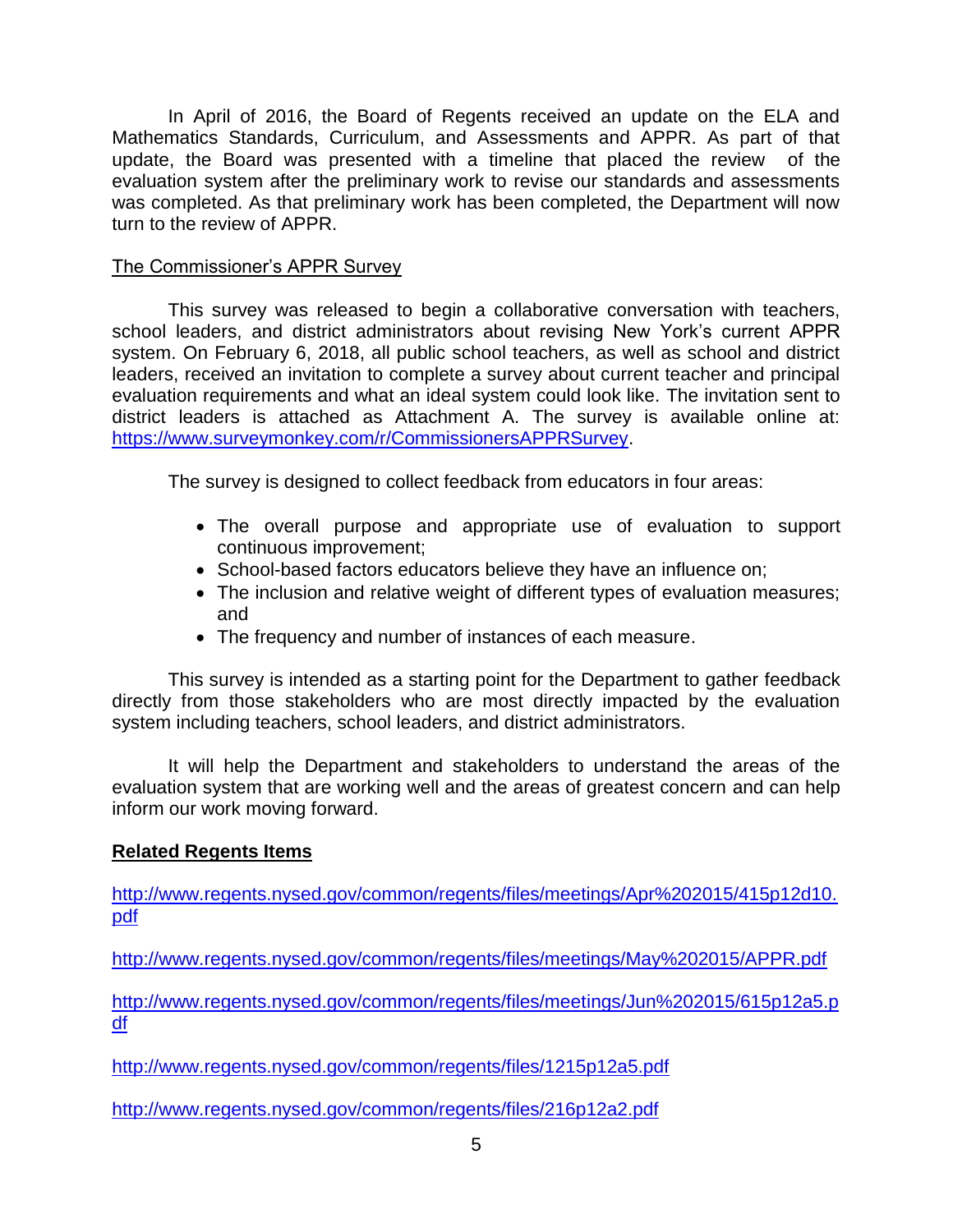In April of 2016, the Board of Regents received an update on the ELA and Mathematics Standards, Curriculum, and Assessments and APPR. As part of that update, the Board was presented with a timeline that placed the review of the evaluation system after the preliminary work to revise our standards and assessments was completed. As that preliminary work has been completed, the Department will now turn to the review of APPR.

The Commissioner's APPR Survey

This survey was released to begin a collaborative conversation with teachers, school leaders, and district administrators about revising New York's current APPR system. On February 6, 2018, all public school teachers, as well as school and district leaders, received an invitation to complete a survey about current teacher and principal evaluation requirements and what an ideal system could look like. The invitation sent to district leaders is attached as Attachment A. The survey is available online at: https://www.surveymonkey.com/r/CommissionersAPPRSurvey.

The survey is designed to collect feedback from educators in four areas:

- The overall purpose and appropriate use of evaluation to support continuous improvement;
- School-based factors educators believe they have an influence on;
- The inclusion and relative weight of different types of evaluation measures; and
- The frequency and number of instances of each measure.

This survey is intended as a starting point for the Department to gather feedback directly from those stakeholders who are most directly impacted by the evaluation system including teachers, school leaders, and district administrators.

It will help the Department and stakeholders to understand the areas of the evaluation system that are working well and the areas of greatest concern and can help inform our work moving forward.

**Related Regents Items**

http://www.regents.nysed.gov/common/regents/files/meetings/Apr%202015/415p12d10.pdf

http://www.regents.nysed.gov/common/regents/files/meetings/May%202015/APPR.pdf

http://www.regents.nysed.gov/common/regents/files/meetings/Jun%202015/615p12a5.pdf

http://www.regents.nysed.gov/common/regents/files/1215p12a5.pdf

http://www.regents.nysed.gov/common/regents/files/216p12a2.pdf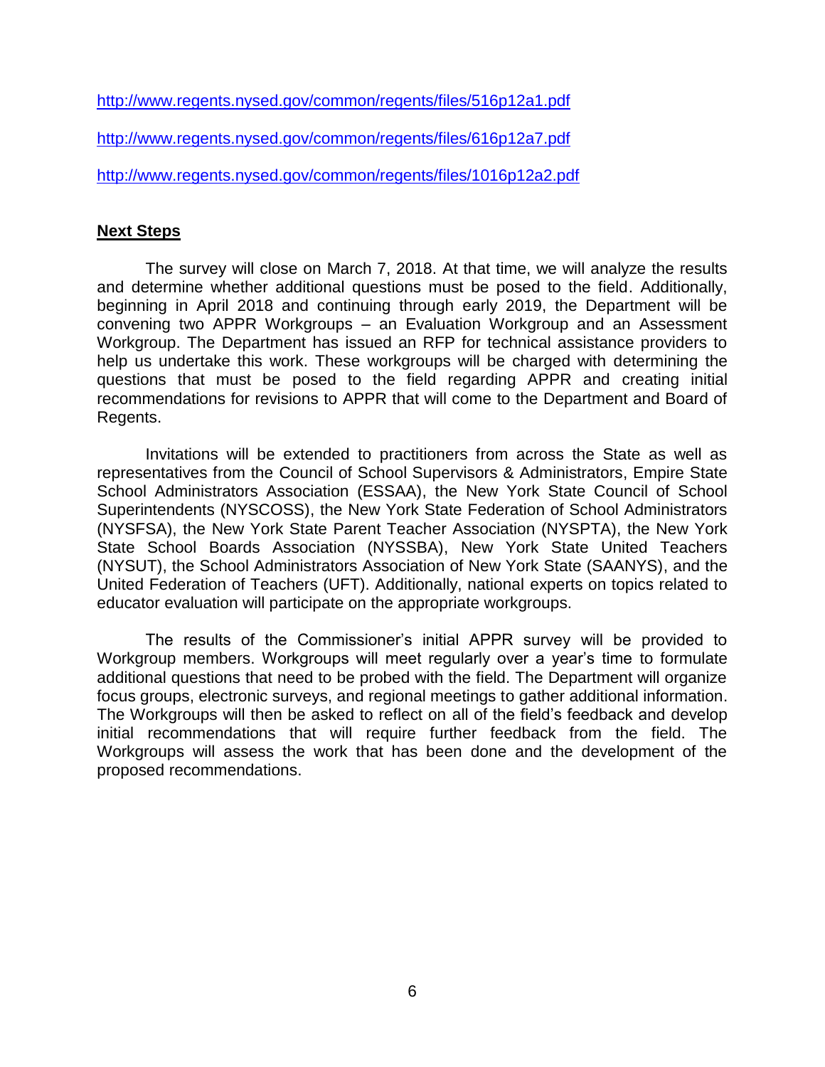http://www.regents.nysed.gov/common/regents/files/516p12a1.pdf

http://www.regents.nysed.gov/common/regents/files/616p12a7.pdf

http://www.regents.nysed.gov/common/regents/files/1016p12a2.pdf

## Next Steps

The survey will close on March 7, 2018. At that time, we will analyze the results and determine whether additional questions must be posed to the field. Additionally, beginning in April 2018 and continuing through early 2019, the Department will be convening two APPR Workgroups – an Evaluation Workgroup and an Assessment Workgroup. The Department has issued an RFP for technical assistance providers to help us undertake this work. These workgroups will be charged with determining the questions that must be posed to the field regarding APPR and creating initial recommendations for revisions to APPR that will come to the Department and Board of Regents.

Invitations will be extended to practitioners from across the State as well as representatives from the Council of School Supervisors & Administrators, Empire State School Administrators Association (ESSAA), the New York State Council of School Superintendents (NYSCOSS), the New York State Federation of School Administrators (NYSFSA), the New York State Parent Teacher Association (NYSPTA), the New York State School Boards Association (NYSSBA), New York State United Teachers (NYSUT), the School Administrators Association of New York State (SAANYS), and the United Federation of Teachers (UFT). Additionally, national experts on topics related to educator evaluation will participate on the appropriate workgroups.

The results of the Commissioner's initial APPR survey will be provided to Workgroup members. Workgroups will meet regularly over a year's time to formulate additional questions that need to be probed with the field. The Department will organize focus groups, electronic surveys, and regional meetings to gather additional information. The Workgroups will then be asked to reflect on all of the field's feedback and develop initial recommendations that will require further feedback from the field. The Workgroups will assess the work that has been done and the development of the proposed recommendations.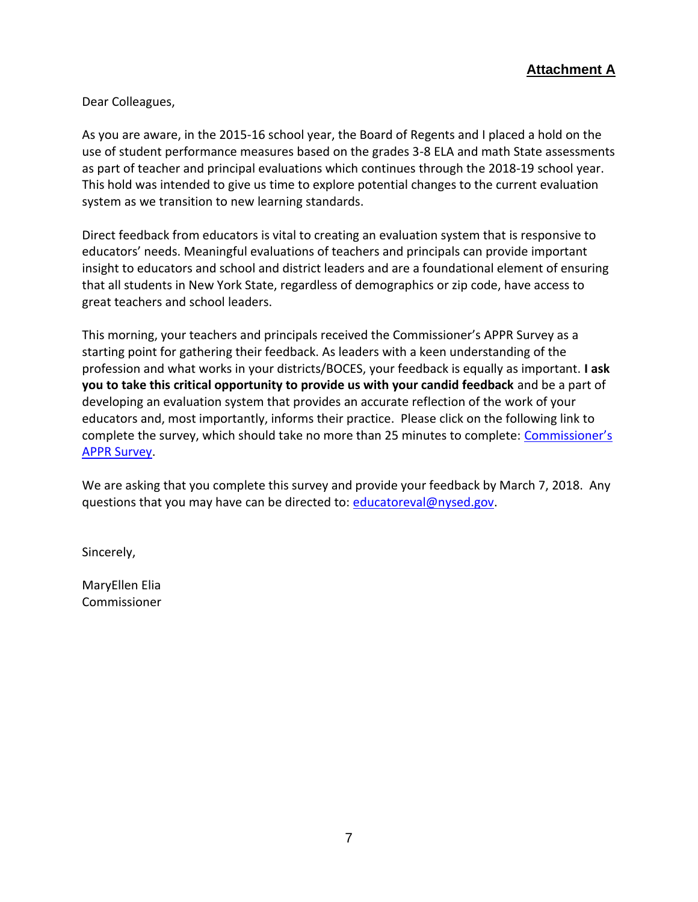**Attachment A**

Dear Colleagues,

As you are aware, in the 2015-16 school year, the Board of Regents and I placed a hold on the use of student performance measures based on the grades 3-8 ELA and math State assessments as part of teacher and principal evaluations which continues through the 2018-19 school year. This hold was intended to give us time to explore potential changes to the current evaluation system as we transition to new learning standards.

Direct feedback from educators is vital to creating an evaluation system that is responsive to educators' needs. Meaningful evaluations of teachers and principals can provide important insight to educators and school and district leaders and are a foundational element of ensuring that all students in New York State, regardless of demographics or zip code, have access to great teachers and school leaders.

This morning, your teachers and principals received the Commissioner's APPR Survey as a starting point for gathering their feedback. As leaders with a keen understanding of the profession and what works in your districts/BOCES, your feedback is equally as important. **I ask you to take this critical opportunity to provide us with your candid feedback** and be a part of developing an evaluation system that provides an accurate reflection of the work of your educators and, most importantly, informs their practice. Please click on the following link to complete the survey, which should take no more than 25 minutes to complete: Commissioner's APPR Survey.

We are asking that you complete this survey and provide your feedback by March 7, 2018. Any questions that you may have can be directed to: educatoreval@nysed.gov.

Sincerely,

MaryEllen Elia
Commissioner